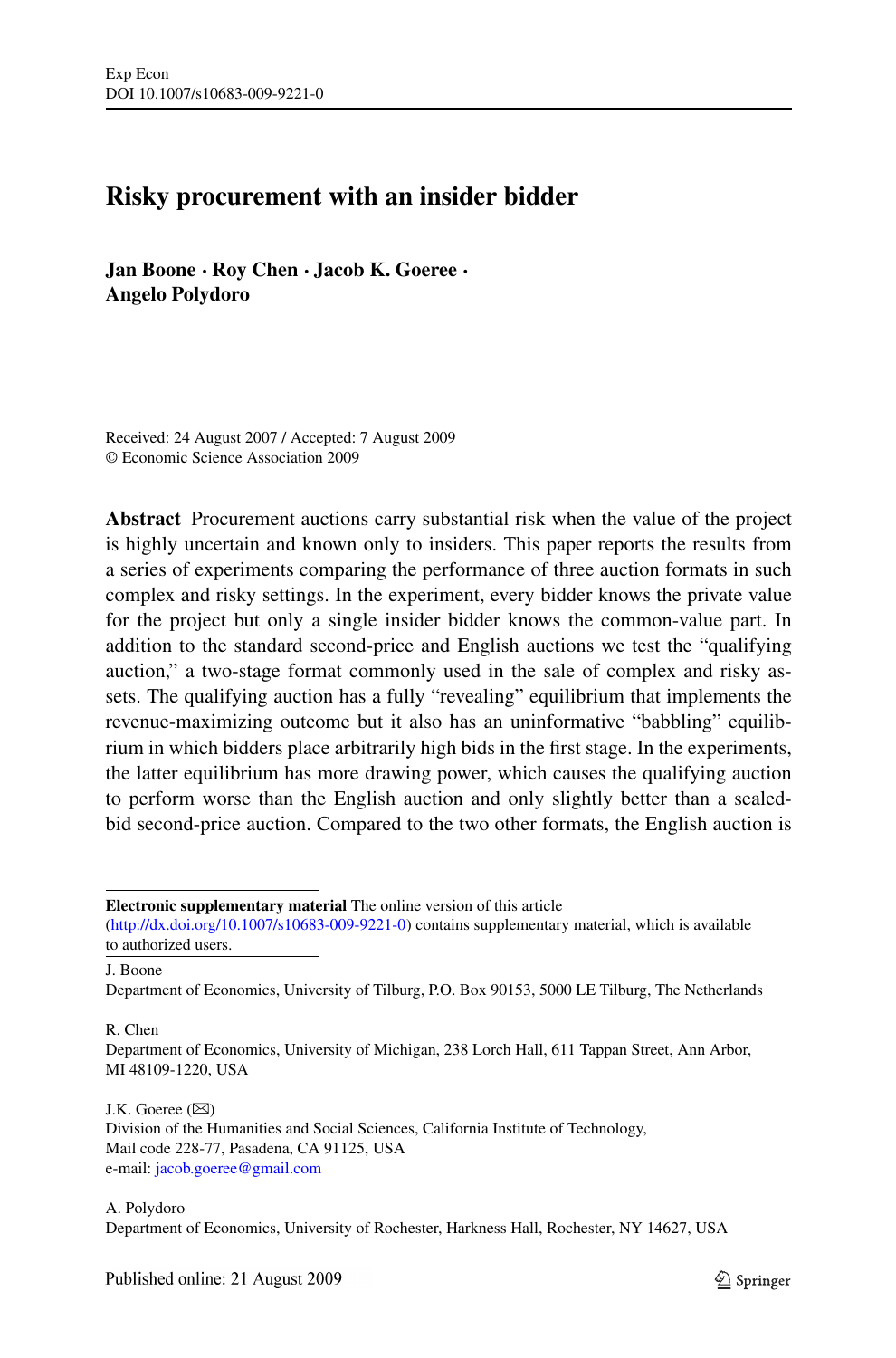# Risky procurement with an insider bidder

**Jan Boone · Roy Chen · Jacob K. Goeree · Angelo Polydoro**

Received: 24 August 2007 / Accepted: 7 August 2009
© Economic Science Association 2009

**Abstract** Procurement auctions carry substantial risk when the value of the project is highly uncertain and known only to insiders. This paper reports the results from a series of experiments comparing the performance of three auction formats in such complex and risky settings. In the experiment, every bidder knows the private value for the project but only a single insider bidder knows the common-value part. In addition to the standard second-price and English auctions we test the "qualifying auction," a two-stage format commonly used in the sale of complex and risky assets. The qualifying auction has a fully "revealing" equilibrium that implements the revenue-maximizing outcome but it also has an uninformative "babbling" equilibrium in which bidders place arbitrarily high bids in the first stage. In the experiments, the latter equilibrium has more drawing power, which causes the qualifying auction to perform worse than the English auction and only slightly better than a sealed-bid second-price auction. Compared to the two other formats, the English auction is

---

**Electronic supplementary material** The online version of this article (http://dx.doi.org/10.1007/s10683-009-9221-0) contains supplementary material, which is available to authorized users.

J. Boone
Department of Economics, University of Tilburg, P.O. Box 90153, 5000 LE Tilburg, The Netherlands

R. Chen
Department of Economics, University of Michigan, 238 Lorch Hall, 611 Tappan Street, Ann Arbor, MI 48109-1220, USA

J.K. Goeree (✉)
Division of the Humanities and Social Sciences, California Institute of Technology, Mail code 228-77, Pasadena, CA 91125, USA
e-mail: jacob.goeree@gmail.com

A. Polydoro
Department of Economics, University of Rochester, Harkness Hall, Rochester, NY 14627, USA

Published online: 21 August 2009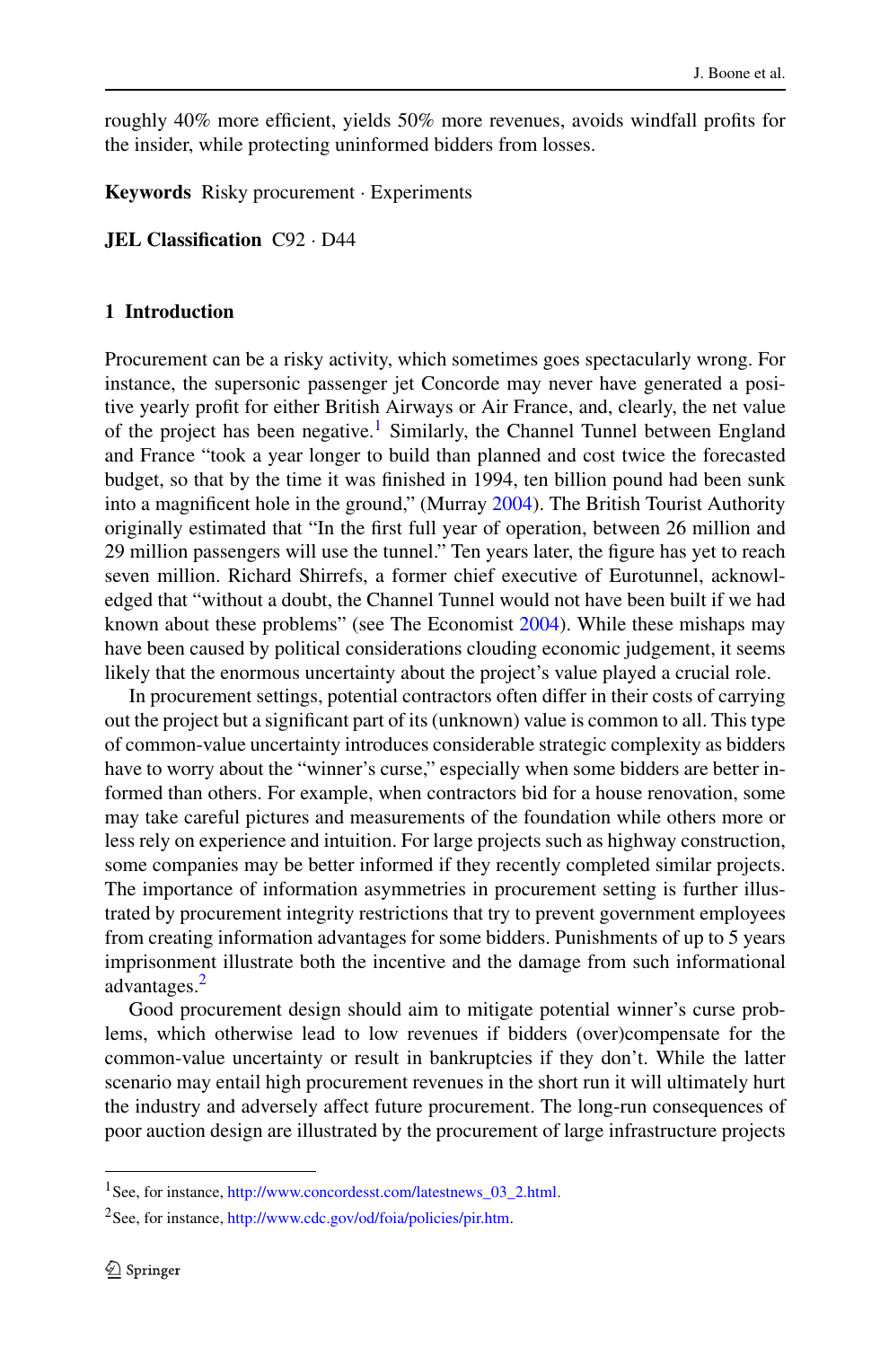roughly 40% more efficient, yields 50% more revenues, avoids windfall profits for the insider, while protecting uninformed bidders from losses.

**Keywords** Risky procurement · Experiments

**JEL Classification** C92 · D44

## 1 Introduction

Procurement can be a risky activity, which sometimes goes spectacularly wrong. For instance, the supersonic passenger jet Concorde may never have generated a positive yearly profit for either British Airways or Air France, and, clearly, the net value of the project has been negative.[1] Similarly, the Channel Tunnel between England and France "took a year longer to build than planned and cost twice the forecasted budget, so that by the time it was finished in 1994, ten billion pound had been sunk into a magnificent hole in the ground," (Murray 2004). The British Tourist Authority originally estimated that "In the first full year of operation, between 26 million and 29 million passengers will use the tunnel." Ten years later, the figure has yet to reach seven million. Richard Shirrefs, a former chief executive of Eurotunnel, acknowledged that "without a doubt, the Channel Tunnel would not have been built if we had known about these problems" (see The Economist 2004). While these mishaps may have been caused by political considerations clouding economic judgement, it seems likely that the enormous uncertainty about the project's value played a crucial role.

In procurement settings, potential contractors often differ in their costs of carrying out the project but a significant part of its (unknown) value is common to all. This type of common-value uncertainty introduces considerable strategic complexity as bidders have to worry about the "winner's curse," especially when some bidders are better informed than others. For example, when contractors bid for a house renovation, some may take careful pictures and measurements of the foundation while others more or less rely on experience and intuition. For large projects such as highway construction, some companies may be better informed if they recently completed similar projects. The importance of information asymmetries in procurement setting is further illustrated by procurement integrity restrictions that try to prevent government employees from creating information advantages for some bidders. Punishments of up to 5 years imprisonment illustrate both the incentive and the damage from such informational advantages.[2]

Good procurement design should aim to mitigate potential winner's curse problems, which otherwise lead to low revenues if bidders (over)compensate for the common-value uncertainty or result in bankruptcies if they don't. While the latter scenario may entail high procurement revenues in the short run it will ultimately hurt the industry and adversely affect future procurement. The long-run consequences of poor auction design are illustrated by the procurement of large infrastructure projects

---

[1] See, for instance, http://www.concordesst.com/latestnews_03_2.html.

[2] See, for instance, http://www.cdc.gov/od/foia/policies/pir.htm.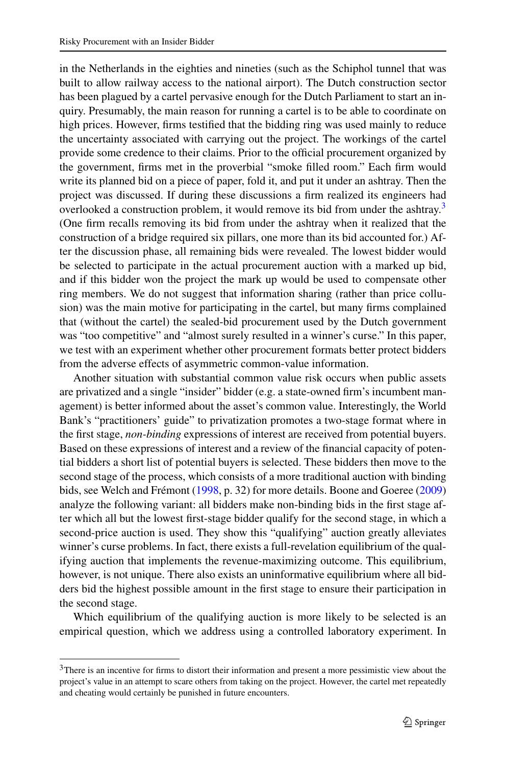in the Netherlands in the eighties and nineties (such as the Schiphol tunnel that was built to allow railway access to the national airport). The Dutch construction sector has been plagued by a cartel pervasive enough for the Dutch Parliament to start an inquiry. Presumably, the main reason for running a cartel is to be able to coordinate on high prices. However, firms testified that the bidding ring was used mainly to reduce the uncertainty associated with carrying out the project. The workings of the cartel provide some credence to their claims. Prior to the official procurement organized by the government, firms met in the proverbial "smoke filled room." Each firm would write its planned bid on a piece of paper, fold it, and put it under an ashtray. Then the project was discussed. If during these discussions a firm realized its engineers had overlooked a construction problem, it would remove its bid from under the ashtray.[3] (One firm recalls removing its bid from under the ashtray when it realized that the construction of a bridge required six pillars, one more than its bid accounted for.) After the discussion phase, all remaining bids were revealed. The lowest bidder would be selected to participate in the actual procurement auction with a marked up bid, and if this bidder won the project the mark up would be used to compensate other ring members. We do not suggest that information sharing (rather than price collusion) was the main motive for participating in the cartel, but many firms complained that (without the cartel) the sealed-bid procurement used by the Dutch government was "too competitive" and "almost surely resulted in a winner's curse." In this paper, we test with an experiment whether other procurement formats better protect bidders from the adverse effects of asymmetric common-value information.

Another situation with substantial common value risk occurs when public assets are privatized and a single "insider" bidder (e.g. a state-owned firm's incumbent management) is better informed about the asset's common value. Interestingly, the World Bank's "practitioners' guide" to privatization promotes a two-stage format where in the first stage, *non-binding* expressions of interest are received from potential buyers. Based on these expressions of interest and a review of the financial capacity of potential bidders a short list of potential buyers is selected. These bidders then move to the second stage of the process, which consists of a more traditional auction with binding bids, see Welch and Frémont (1998, p. 32) for more details. Boone and Goeree (2009) analyze the following variant: all bidders make non-binding bids in the first stage after which all but the lowest first-stage bidder qualify for the second stage, in which a second-price auction is used. They show this "qualifying" auction greatly alleviates winner's curse problems. In fact, there exists a full-revelation equilibrium of the qualifying auction that implements the revenue-maximizing outcome. This equilibrium, however, is not unique. There also exists an uninformative equilibrium where all bidders bid the highest possible amount in the first stage to ensure their participation in the second stage.

Which equilibrium of the qualifying auction is more likely to be selected is an empirical question, which we address using a controlled laboratory experiment. In

[3] There is an incentive for firms to distort their information and present a more pessimistic view about the project's value in an attempt to scare others from taking on the project. However, the cartel met repeatedly and cheating would certainly be punished in future encounters.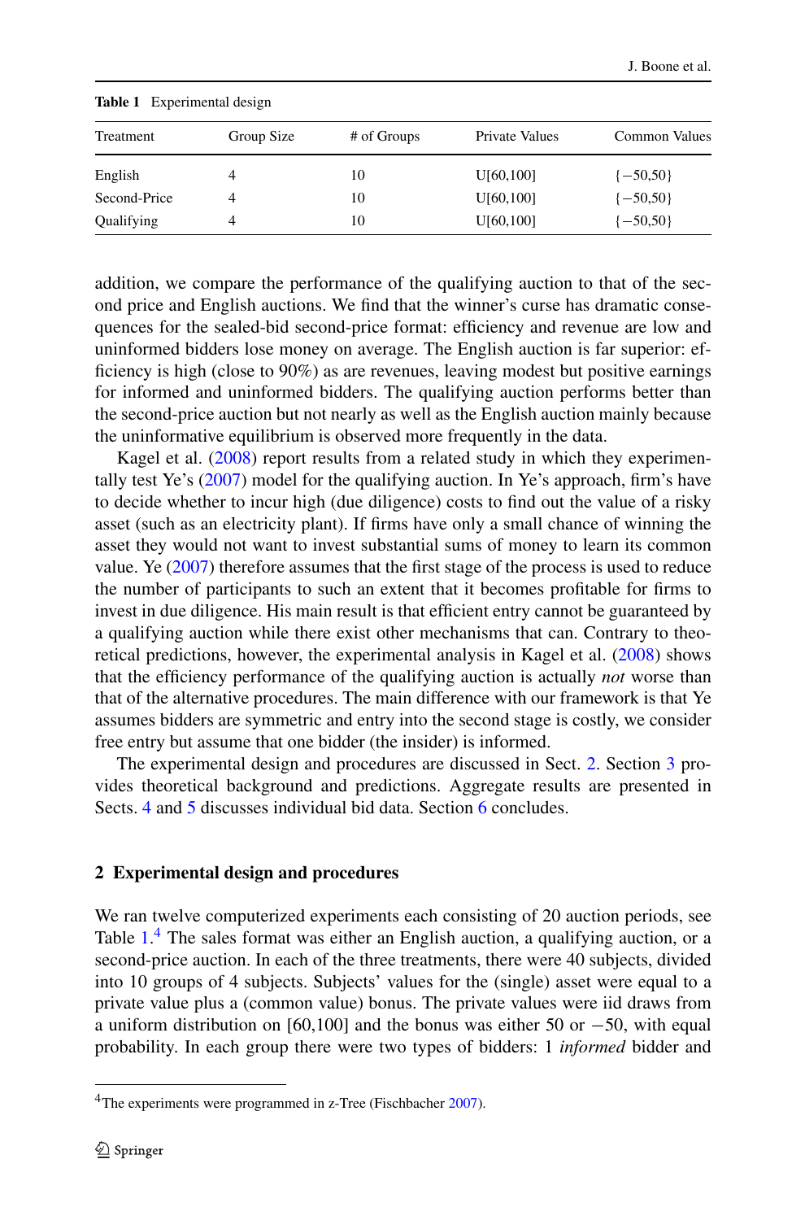**Table 1** Experimental design

| Treatment | Group Size | # of Groups | Private Values | Common Values |
|---|---|---|---|---|
| English | 4 | 10 | U[60,100] | {−50,50} |
| Second-Price | 4 | 10 | U[60,100] | {−50,50} |
| Qualifying | 4 | 10 | U[60,100] | {−50,50} |

addition, we compare the performance of the qualifying auction to that of the second price and English auctions. We find that the winner's curse has dramatic consequences for the sealed-bid second-price format: efficiency and revenue are low and uninformed bidders lose money on average. The English auction is far superior: efficiency is high (close to 90%) as are revenues, leaving modest but positive earnings for informed and uninformed bidders. The qualifying auction performs better than the second-price auction but not nearly as well as the English auction mainly because the uninformative equilibrium is observed more frequently in the data.

Kagel et al. (2008) report results from a related study in which they experimentally test Ye's (2007) model for the qualifying auction. In Ye's approach, firm's have to decide whether to incur high (due diligence) costs to find out the value of a risky asset (such as an electricity plant). If firms have only a small chance of winning the asset they would not want to invest substantial sums of money to learn its common value. Ye (2007) therefore assumes that the first stage of the process is used to reduce the number of participants to such an extent that it becomes profitable for firms to invest in due diligence. His main result is that efficient entry cannot be guaranteed by a qualifying auction while there exist other mechanisms that can. Contrary to theoretical predictions, however, the experimental analysis in Kagel et al. (2008) shows that the efficiency performance of the qualifying auction is actually *not* worse than that of the alternative procedures. The main difference with our framework is that Ye assumes bidders are symmetric and entry into the second stage is costly, we consider free entry but assume that one bidder (the insider) is informed.

The experimental design and procedures are discussed in Sect. 2. Section 3 provides theoretical background and predictions. Aggregate results are presented in Sects. 4 and 5 discusses individual bid data. Section 6 concludes.

## 2 Experimental design and procedures

We ran twelve computerized experiments each consisting of 20 auction periods, see Table 1.[4] The sales format was either an English auction, a qualifying auction, or a second-price auction. In each of the three treatments, there were 40 subjects, divided into 10 groups of 4 subjects. Subjects' values for the (single) asset were equal to a private value plus a (common value) bonus. The private values were iid draws from a uniform distribution on [60,100] and the bonus was either 50 or −50, with equal probability. In each group there were two types of bidders: 1 *informed* bidder and

[4]The experiments were programmed in z-Tree (Fischbacher 2007).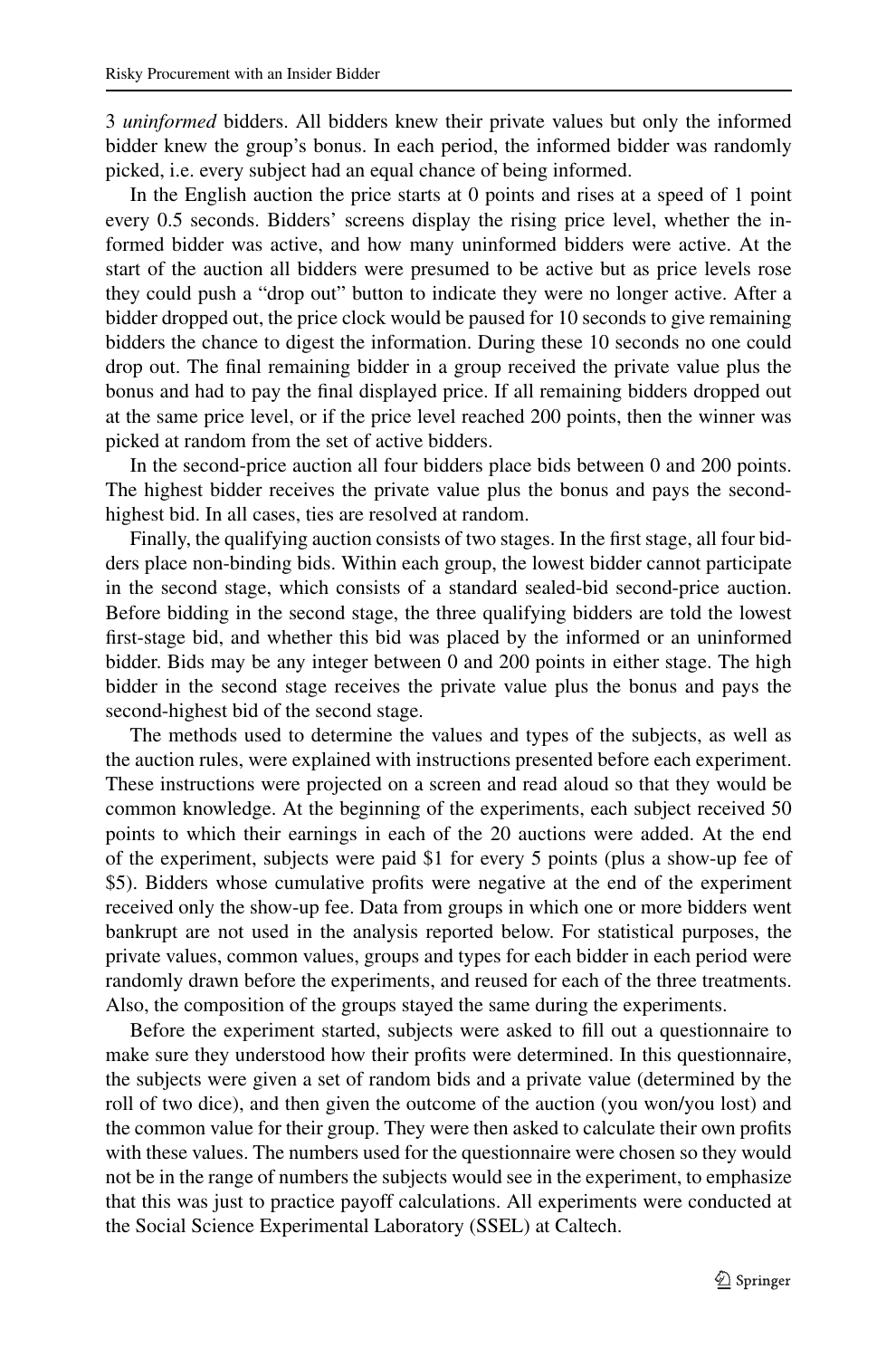3 *uninformed* bidders. All bidders knew their private values but only the informed bidder knew the group's bonus. In each period, the informed bidder was randomly picked, i.e. every subject had an equal chance of being informed.

In the English auction the price starts at 0 points and rises at a speed of 1 point every 0.5 seconds. Bidders' screens display the rising price level, whether the informed bidder was active, and how many uninformed bidders were active. At the start of the auction all bidders were presumed to be active but as price levels rose they could push a "drop out" button to indicate they were no longer active. After a bidder dropped out, the price clock would be paused for 10 seconds to give remaining bidders the chance to digest the information. During these 10 seconds no one could drop out. The final remaining bidder in a group received the private value plus the bonus and had to pay the final displayed price. If all remaining bidders dropped out at the same price level, or if the price level reached 200 points, then the winner was picked at random from the set of active bidders.

In the second-price auction all four bidders place bids between 0 and 200 points. The highest bidder receives the private value plus the bonus and pays the second-highest bid. In all cases, ties are resolved at random.

Finally, the qualifying auction consists of two stages. In the first stage, all four bidders place non-binding bids. Within each group, the lowest bidder cannot participate in the second stage, which consists of a standard sealed-bid second-price auction. Before bidding in the second stage, the three qualifying bidders are told the lowest first-stage bid, and whether this bid was placed by the informed or an uninformed bidder. Bids may be any integer between 0 and 200 points in either stage. The high bidder in the second stage receives the private value plus the bonus and pays the second-highest bid of the second stage.

The methods used to determine the values and types of the subjects, as well as the auction rules, were explained with instructions presented before each experiment. These instructions were projected on a screen and read aloud so that they would be common knowledge. At the beginning of the experiments, each subject received 50 points to which their earnings in each of the 20 auctions were added. At the end of the experiment, subjects were paid \$1 for every 5 points (plus a show-up fee of \$5). Bidders whose cumulative profits were negative at the end of the experiment received only the show-up fee. Data from groups in which one or more bidders went bankrupt are not used in the analysis reported below. For statistical purposes, the private values, common values, groups and types for each bidder in each period were randomly drawn before the experiments, and reused for each of the three treatments. Also, the composition of the groups stayed the same during the experiments.

Before the experiment started, subjects were asked to fill out a questionnaire to make sure they understood how their profits were determined. In this questionnaire, the subjects were given a set of random bids and a private value (determined by the roll of two dice), and then given the outcome of the auction (you won/you lost) and the common value for their group. They were then asked to calculate their own profits with these values. The numbers used for the questionnaire were chosen so they would not be in the range of numbers the subjects would see in the experiment, to emphasize that this was just to practice payoff calculations. All experiments were conducted at the Social Science Experimental Laboratory (SSEL) at Caltech.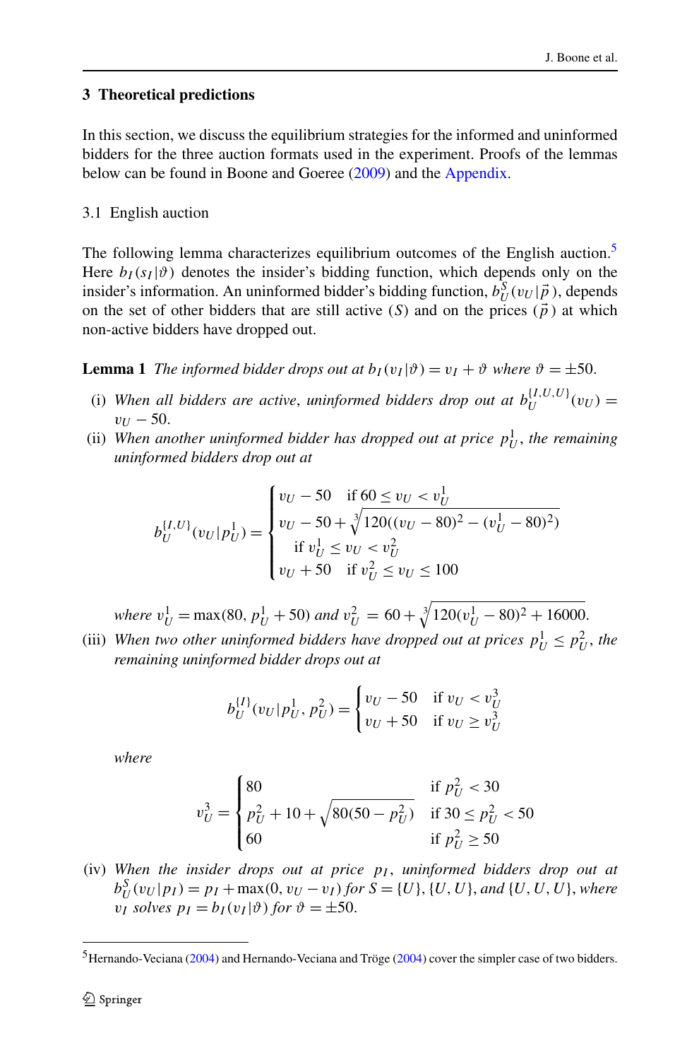## 3 Theoretical predictions

In this section, we discuss the equilibrium strategies for the informed and uninformed bidders for the three auction formats used in the experiment. Proofs of the lemmas below can be found in Boone and Goeree (2009) and the Appendix.

### 3.1 English auction

The following lemma characterizes equilibrium outcomes of the English auction.[5] Here $b_I(s_I|\vartheta)$ denotes the insider's bidding function, which depends only on the insider's information. An uninformed bidder's bidding function, $b_U^S(v_U|\vec{p})$, depends on the set of other bidders that are still active ($S$) and on the prices ($\vec{p}$) at which non-active bidders have dropped out.

**Lemma 1** *The informed bidder drops out at* $b_I(v_I|\vartheta) = v_I + \vartheta$ *where* $\vartheta = \pm 50$.

(i) *When all bidders are active, uninformed bidders drop out at* $b_U^{\{I,U,U\}}(v_U) = v_U - 50$.

(ii) *When another uninformed bidder has dropped out at price* $p_U^1$, *the remaining uninformed bidders drop out at*

$$b_U^{\{I,U\}}(v_U|p_U^1) = \begin{cases} v_U - 50 & \text{if } 60 \leq v_U < v_U^1 \\ v_U - 50 + \sqrt[3]{120((v_U - 80)^2 - (v_U^1 - 80)^2)} & \\ \quad \text{if } v_U^1 \leq v_U < v_U^2 & \\ v_U + 50 & \text{if } v_U^2 \leq v_U \leq 100 \end{cases}$$

*where* $v_U^1 = \max(80, p_U^1 + 50)$ *and* $v_U^2 = 60 + \sqrt[3]{120(v_U^1 - 80)^2 + 16000}$.

(iii) *When two other uninformed bidders have dropped out at prices* $p_U^1 \leq p_U^2$, *the remaining uninformed bidder drops out at*

$$b_U^{\{I\}}(v_U|p_U^1, p_U^2) = \begin{cases} v_U - 50 & \text{if } v_U < v_U^3 \\ v_U + 50 & \text{if } v_U \geq v_U^3 \end{cases}$$

*where*

$$v_U^3 = \begin{cases} 80 & \text{if } p_U^2 < 30 \\ p_U^2 + 10 + \sqrt{80(50 - p_U^2)} & \text{if } 30 \leq p_U^2 < 50 \\ 60 & \text{if } p_U^2 \geq 50 \end{cases}$$

(iv) *When the insider drops out at price* $p_I$, *uninformed bidders drop out at* $b_U^S(v_U|p_I) = p_I + \max(0, v_U - v_I)$ *for* $S = \{U\}, \{U, U\}$, *and* $\{U, U, U\}$, *where* $v_I$ *solves* $p_I = b_I(v_I|\vartheta)$ *for* $\vartheta = \pm 50$.

[5] Hernando-Veciana (2004) and Hernando-Veciana and Tröge (2004) cover the simpler case of two bidders.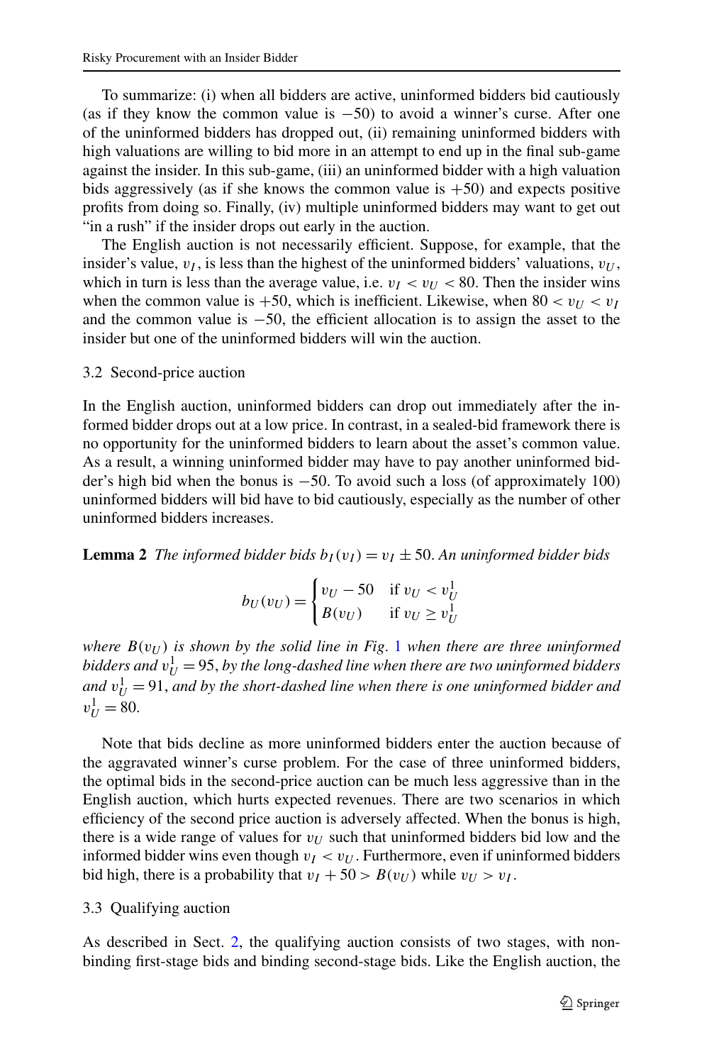To summarize: (i) when all bidders are active, uninformed bidders bid cautiously (as if they know the common value is $-50$) to avoid a winner's curse. After one of the uninformed bidders has dropped out, (ii) remaining uninformed bidders with high valuations are willing to bid more in an attempt to end up in the final sub-game against the insider. In this sub-game, (iii) an uninformed bidder with a high valuation bids aggressively (as if she knows the common value is $+50$) and expects positive profits from doing so. Finally, (iv) multiple uninformed bidders may want to get out "in a rush" if the insider drops out early in the auction.

The English auction is not necessarily efficient. Suppose, for example, that the insider's value, $v_I$, is less than the highest of the uninformed bidders' valuations, $v_U$, which in turn is less than the average value, i.e. $v_I < v_U < 80$. Then the insider wins when the common value is $+50$, which is inefficient. Likewise, when $80 < v_U < v_I$ and the common value is $-50$, the efficient allocation is to assign the asset to the insider but one of the uninformed bidders will win the auction.

### 3.2 Second-price auction

In the English auction, uninformed bidders can drop out immediately after the informed bidder drops out at a low price. In contrast, in a sealed-bid framework there is no opportunity for the uninformed bidders to learn about the asset's common value. As a result, a winning uninformed bidder may have to pay another uninformed bidder's high bid when the bonus is $-50$. To avoid such a loss (of approximately 100) uninformed bidders will bid have to bid cautiously, especially as the number of other uninformed bidders increases.

**Lemma 2** *The informed bidder bids $b_I(v_I) = v_I \pm 50$. An uninformed bidder bids*

$$b_U(v_U) = \begin{cases} v_U - 50 & \text{if } v_U < v_U^1 \\ B(v_U) & \text{if } v_U \geq v_U^1 \end{cases}$$

*where $B(v_U)$ is shown by the solid line in Fig. 1 when there are three uninformed bidders and $v_U^1 = 95$, by the long-dashed line when there are two uninformed bidders and $v_U^1 = 91$, and by the short-dashed line when there is one uninformed bidder and $v_U^1 = 80$.*

Note that bids decline as more uninformed bidders enter the auction because of the aggravated winner's curse problem. For the case of three uninformed bidders, the optimal bids in the second-price auction can be much less aggressive than in the English auction, which hurts expected revenues. There are two scenarios in which efficiency of the second price auction is adversely affected. When the bonus is high, there is a wide range of values for $v_U$ such that uninformed bidders bid low and the informed bidder wins even though $v_I < v_U$. Furthermore, even if uninformed bidders bid high, there is a probability that $v_I + 50 > B(v_U)$ while $v_U > v_I$.

### 3.3 Qualifying auction

As described in Sect. 2, the qualifying auction consists of two stages, with non-binding first-stage bids and binding second-stage bids. Like the English auction, the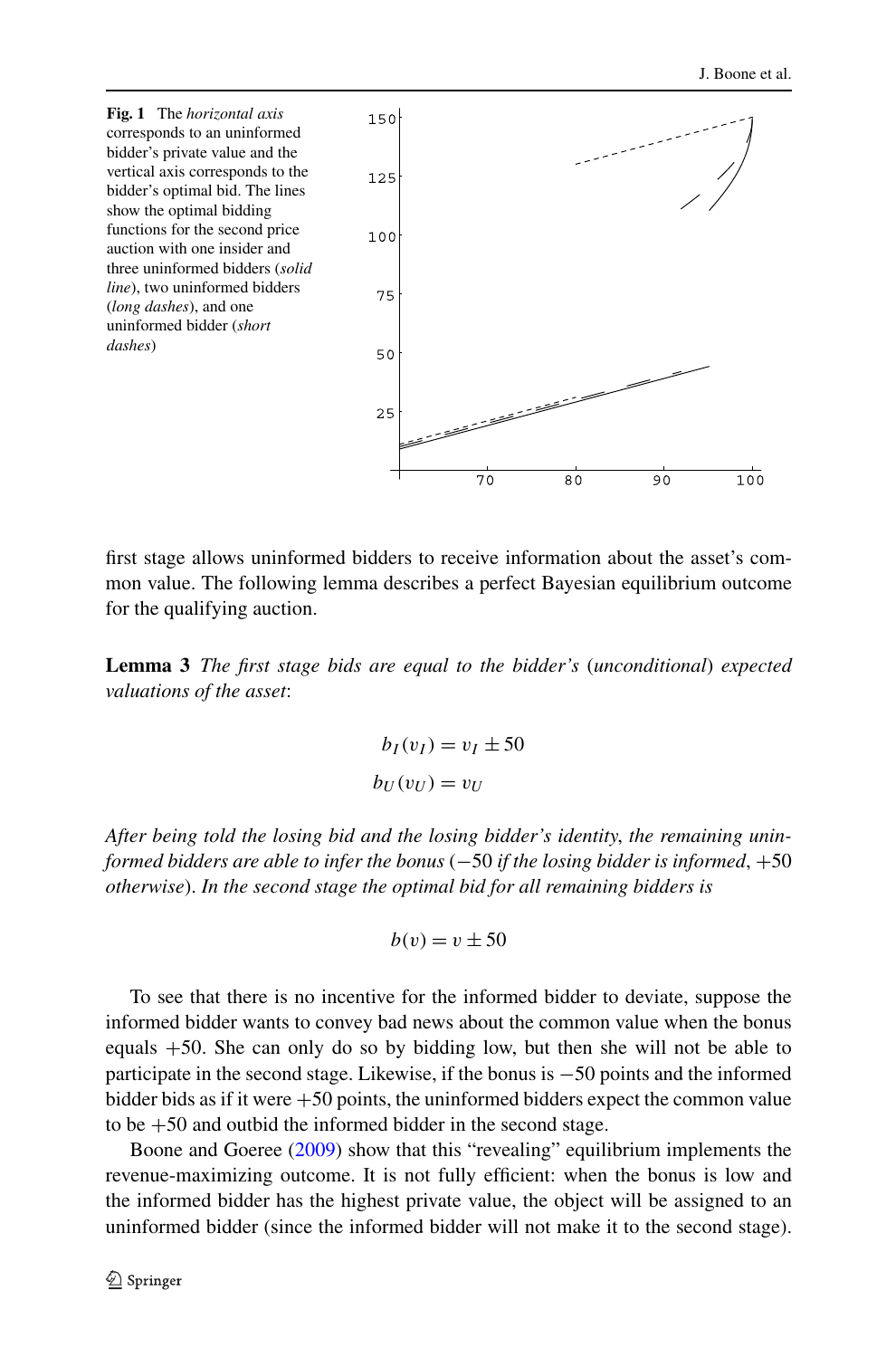**Fig. 1** The *horizontal axis* corresponds to an uninformed bidder's private value and the vertical axis corresponds to the bidder's optimal bid. The lines show the optimal bidding functions for the second price auction with one insider and three uninformed bidders (*solid line*), two uninformed bidders (*long dashes*), and one uninformed bidder (*short dashes*)

first stage allows uninformed bidders to receive information about the asset's common value. The following lemma describes a perfect Bayesian equilibrium outcome for the qualifying auction.

**Lemma 3** *The first stage bids are equal to the bidder's* (*unconditional*) *expected valuations of the asset*:

$$b_I(v_I) = v_I \pm 50$$

$$b_U(v_U) = v_U$$

*After being told the losing bid and the losing bidder's identity, the remaining uninformed bidders are able to infer the bonus* ($-50$ *if the losing bidder is informed*, $+50$ *otherwise*). *In the second stage the optimal bid for all remaining bidders is*

$$b(v) = v \pm 50$$

To see that there is no incentive for the informed bidder to deviate, suppose the informed bidder wants to convey bad news about the common value when the bonus equals $+50$. She can only do so by bidding low, but then she will not be able to participate in the second stage. Likewise, if the bonus is $-50$ points and the informed bidder bids as if it were $+50$ points, the uninformed bidders expect the common value to be $+50$ and outbid the informed bidder in the second stage.

Boone and Goeree (2009) show that this "revealing" equilibrium implements the revenue-maximizing outcome. It is not fully efficient: when the bonus is low and the informed bidder has the highest private value, the object will be assigned to an uninformed bidder (since the informed bidder will not make it to the second stage).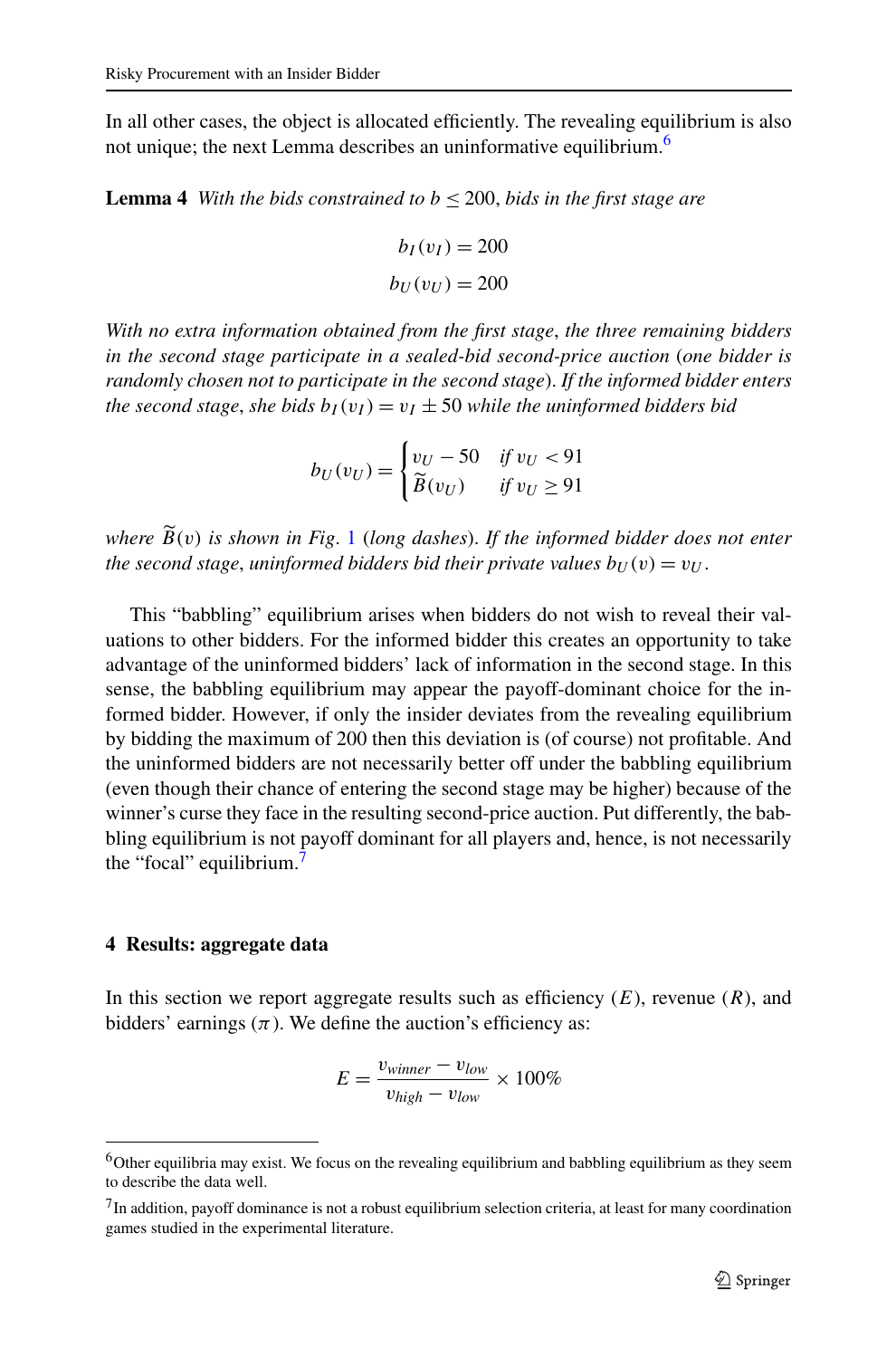In all other cases, the object is allocated efficiently. The revealing equilibrium is also not unique; the next Lemma describes an uninformative equilibrium.[6]

**Lemma 4** *With the bids constrained to $b \leq 200$, bids in the first stage are*

$$b_I(v_I) = 200$$

$$b_U(v_U) = 200$$

*With no extra information obtained from the first stage, the three remaining bidders in the second stage participate in a sealed-bid second-price auction (one bidder is randomly chosen not to participate in the second stage). If the informed bidder enters the second stage, she bids $b_I(v_I) = v_I \pm 50$ while the uninformed bidders bid*

$$b_U(v_U) = \begin{cases} v_U - 50 & \text{if } v_U < 91 \\ \widetilde{B}(v_U) & \text{if } v_U \geq 91 \end{cases}$$

*where $\widetilde{B}(v)$ is shown in Fig. 1 (long dashes). If the informed bidder does not enter the second stage, uninformed bidders bid their private values $b_U(v) = v_U$.*

This "babbling" equilibrium arises when bidders do not wish to reveal their valuations to other bidders. For the informed bidder this creates an opportunity to take advantage of the uninformed bidders' lack of information in the second stage. In this sense, the babbling equilibrium may appear the payoff-dominant choice for the informed bidder. However, if only the insider deviates from the revealing equilibrium by bidding the maximum of 200 then this deviation is (of course) not profitable. And the uninformed bidders are not necessarily better off under the babbling equilibrium (even though their chance of entering the second stage may be higher) because of the winner's curse they face in the resulting second-price auction. Put differently, the babbling equilibrium is not payoff dominant for all players and, hence, is not necessarily the "focal" equilibrium.[7]

## 4 Results: aggregate data

In this section we report aggregate results such as efficiency ($E$), revenue ($R$), and bidders' earnings ($\pi$). We define the auction's efficiency as:

$$E = \frac{v_{winner} - v_{low}}{v_{high} - v_{low}} \times 100\%$$

---

[6] Other equilibria may exist. We focus on the revealing equilibrium and babbling equilibrium as they seem to describe the data well.

[7] In addition, payoff dominance is not a robust equilibrium selection criteria, at least for many coordination games studied in the experimental literature.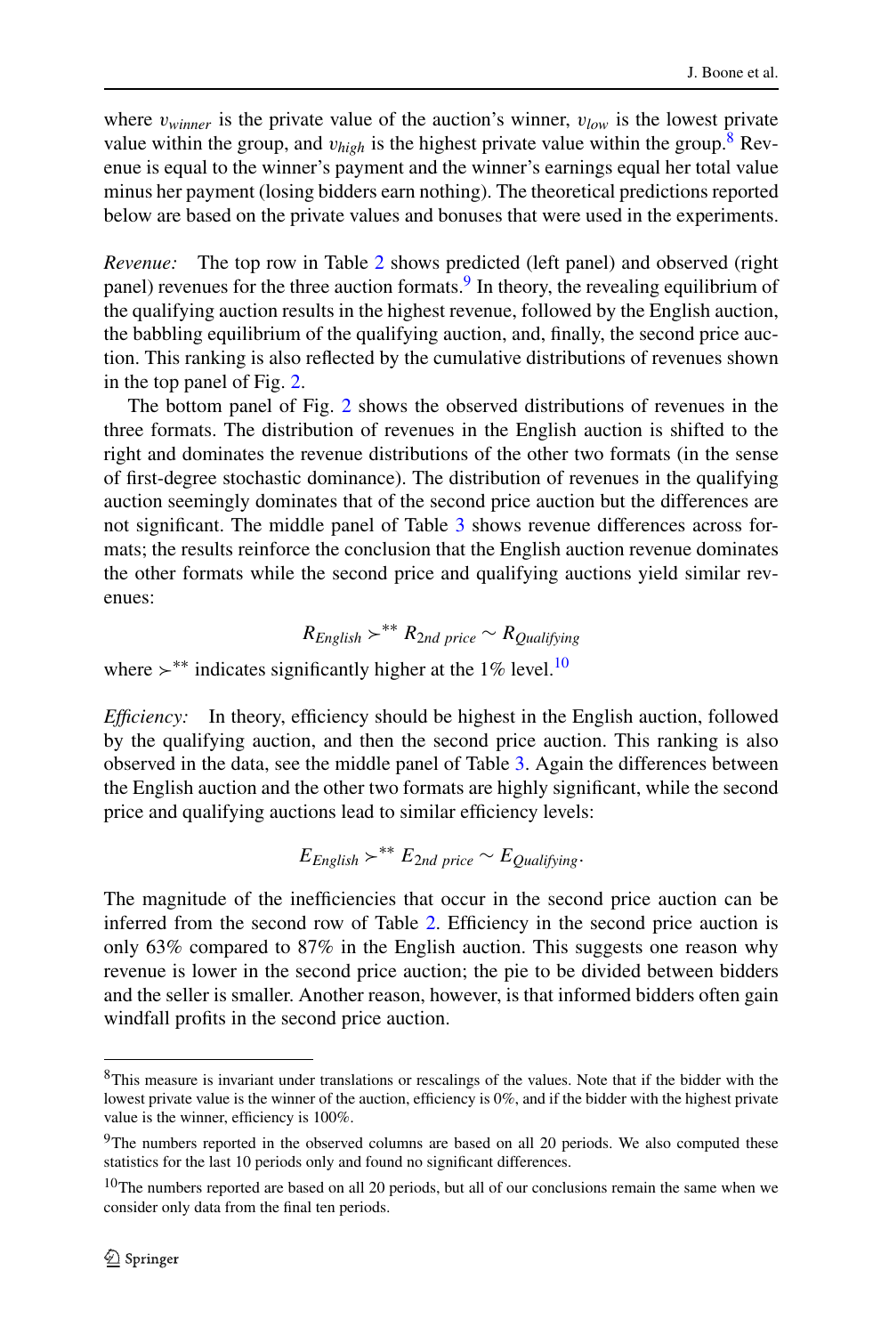where $v_{winner}$ is the private value of the auction's winner, $v_{low}$ is the lowest private value within the group, and $v_{high}$ is the highest private value within the group.[8] Revenue is equal to the winner's payment and the winner's earnings equal her total value minus her payment (losing bidders earn nothing). The theoretical predictions reported below are based on the private values and bonuses that were used in the experiments.

*Revenue:* The top row in Table 2 shows predicted (left panel) and observed (right panel) revenues for the three auction formats.[9] In theory, the revealing equilibrium of the qualifying auction results in the highest revenue, followed by the English auction, the babbling equilibrium of the qualifying auction, and, finally, the second price auction. This ranking is also reflected by the cumulative distributions of revenues shown in the top panel of Fig. 2.

The bottom panel of Fig. 2 shows the observed distributions of revenues in the three formats. The distribution of revenues in the English auction is shifted to the right and dominates the revenue distributions of the other two formats (in the sense of first-degree stochastic dominance). The distribution of revenues in the qualifying auction seemingly dominates that of the second price auction but the differences are not significant. The middle panel of Table 3 shows revenue differences across formats; the results reinforce the conclusion that the English auction revenue dominates the other formats while the second price and qualifying auctions yield similar revenues:

$$R_{English} \succ^{**} R_{2nd\ price} \sim R_{Qualifying}$$

where $\succ^{**}$ indicates significantly higher at the 1% level.[10]

*Efficiency:* In theory, efficiency should be highest in the English auction, followed by the qualifying auction, and then the second price auction. This ranking is also observed in the data, see the middle panel of Table 3. Again the differences between the English auction and the other two formats are highly significant, while the second price and qualifying auctions lead to similar efficiency levels:

$$E_{English} \succ^{**} E_{2nd\ price} \sim E_{Qualifying}.$$

The magnitude of the inefficiencies that occur in the second price auction can be inferred from the second row of Table 2. Efficiency in the second price auction is only 63% compared to 87% in the English auction. This suggests one reason why revenue is lower in the second price auction; the pie to be divided between bidders and the seller is smaller. Another reason, however, is that informed bidders often gain windfall profits in the second price auction.

---

[8] This measure is invariant under translations or rescalings of the values. Note that if the bidder with the lowest private value is the winner of the auction, efficiency is 0%, and if the bidder with the highest private value is the winner, efficiency is 100%.

[9] The numbers reported in the observed columns are based on all 20 periods. We also computed these statistics for the last 10 periods only and found no significant differences.

[10] The numbers reported are based on all 20 periods, but all of our conclusions remain the same when we consider only data from the final ten periods.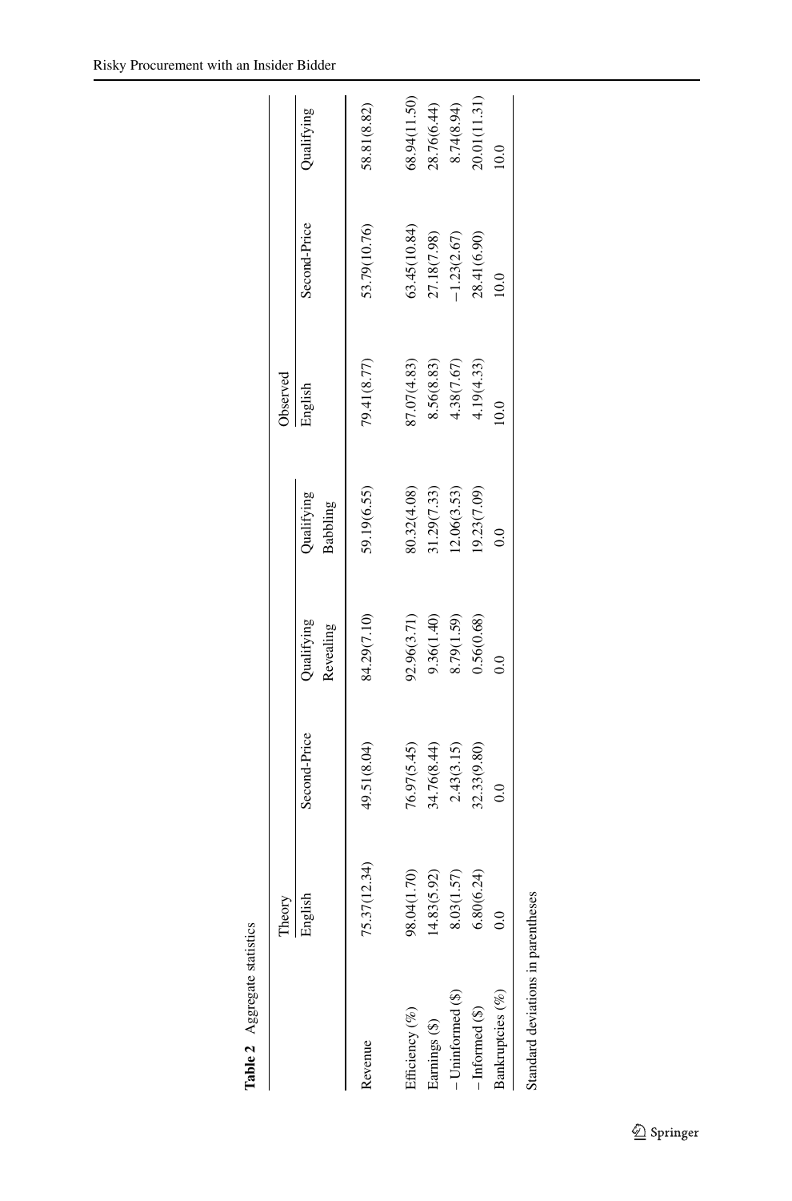**Table 2** Aggregate statistics

| | Theory | | | | Observed | | |
|---|---|---|---|---|---|---|---|
| | English | Second-Price | Qualifying Revealing | Qualifying Babbling | English | Second-Price | Qualifying |
| Revenue | 75.37(12.34) | 49.51(8.04) | 84.29(7.10) | 59.19(6.55) | 79.41(8.77) | 53.79(10.76) | 58.81(8.82) |
| Efficiency (%) | 98.04(1.70) | 76.97(5.45) | 92.96(3.71) | 80.32(4.08) | 87.07(4.83) | 63.45(10.84) | 68.94(11.50) |
| Earnings ($) | 14.83(5.92) | 34.76(8.44) | 9.36(1.40) | 31.29(7.33) | 8.56(8.83) | 27.18(7.98) | 28.76(6.44) |
| – Uninformed ($) | 8.03(1.57) | 2.43(3.15) | 8.79(1.59) | 12.06(3.53) | 4.38(7.67) | −1.23(2.67) | 8.74(8.94) |
| – Informed ($) | 6.80(6.24) | 32.33(9.80) | 0.56(0.68) | 19.23(7.09) | 4.19(4.33) | 28.41(6.90) | 20.01(11.31) |
| Bankruptcies (%) | 0.0 | 0.0 | 0.0 | 0.0 | 10.0 | 10.0 | 10.0 |

Standard deviations in parentheses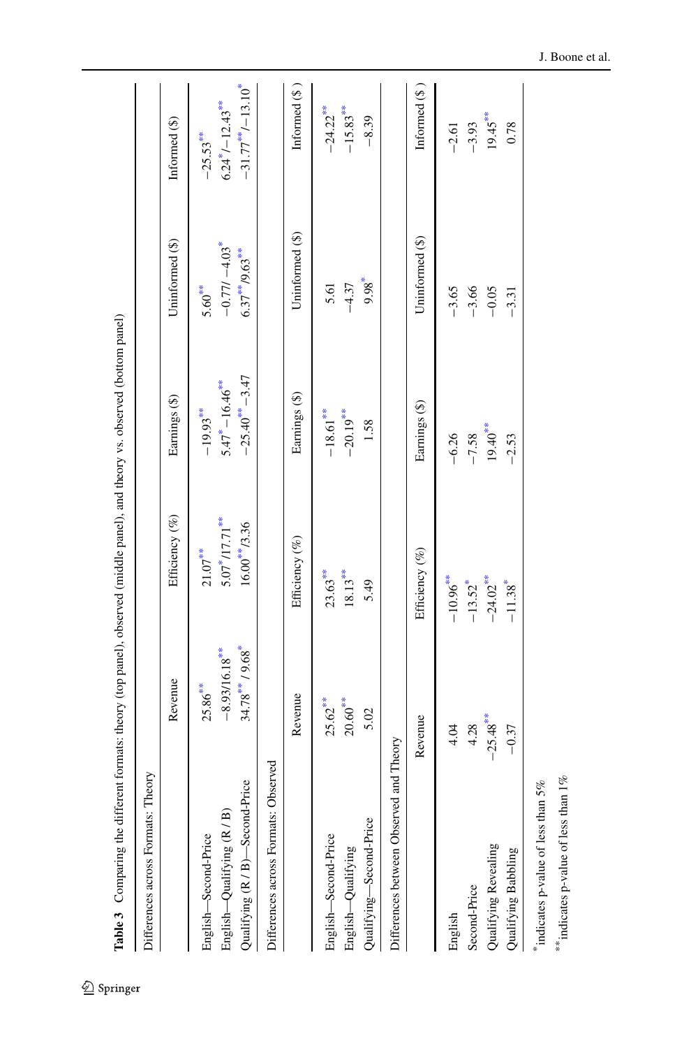**Table 3** Comparing the different formats: theory (top panel), observed (middle panel), and theory vs. observed (bottom panel)

| Differences across Formats: Theory | | | | | |
|---|---|---|---|---|---|
| | Revenue | Efficiency (%) | Earnings ($) | Uninformed ($) | Informed ($) |
| English—Second-Price | 25.86** | 21.07** | −19.93** | 5.60** | −25.53** |
| English—Qualifying (R / B) | −8.93/16.18** | 5.07*/17.71** | 5.47* −16.46** | −0.77/ −4.03* | 6.24*/−12.43** |
| Qualifying (R / B)—Second-Price | 34.78** / 9.68* | 16.00**/3.36 | −25.40** −3.47 | 6.37**/9.63** | −31.77**/−13.10* |

| Differences across Formats: Observed | | | | | |
|---|---|---|---|---|---|
| | Revenue | Efficiency (%) | Earnings ($) | Uninformed ($) | Informed ($ ) |
| English—Second-Price | 25.62** | 23.63** | −18.61** | 5.61 | −24.22** |
| English—Qualifying | 20.60** | 18.13** | −20.19** | −4.37 | −15.83** |
| Qualifying—Second-Price | 5.02 | 5.49 | 1.58 | 9.98* | −8.39 |

| Differences between Observed and Theory | | | | | |
|---|---|---|---|---|---|
| | Revenue | Efficiency (%) | Earnings ($) | Uninformed ($) | Informed ($ ) |
| English | 4.04 | −10.96** | −6.26 | −3.65 | −2.61 |
| Second-Price | 4.28 | −13.52* | −7.58 | −3.66 | −3.93 |
| Qualifying Revealing | −25.48** | −24.02** | 19.40** | −0.05 | 19.45** |
| Qualifying Babbling | −0.37 | −11.38* | −2.53 | −3.31 | 0.78 |

* indicates p-value of less than 5%

** indicates p-value of less than 1%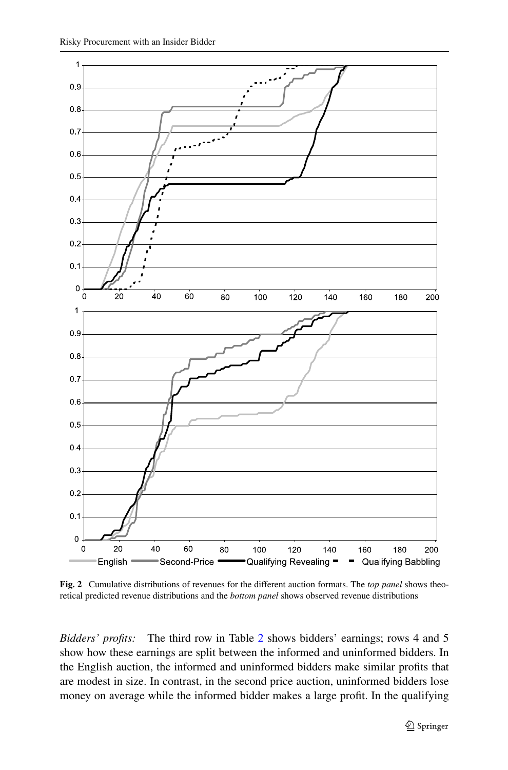**Fig. 2** Cumulative distributions of revenues for the different auction formats. The *top panel* shows theoretical predicted revenue distributions and the *bottom panel* shows observed revenue distributions

*Bidders' profits:* The third row in Table 2 shows bidders' earnings; rows 4 and 5 show how these earnings are split between the informed and uninformed bidders. In the English auction, the informed and uninformed bidders make similar profits that are modest in size. In contrast, in the second price auction, uninformed bidders lose money on average while the informed bidder makes a large profit. In the qualifying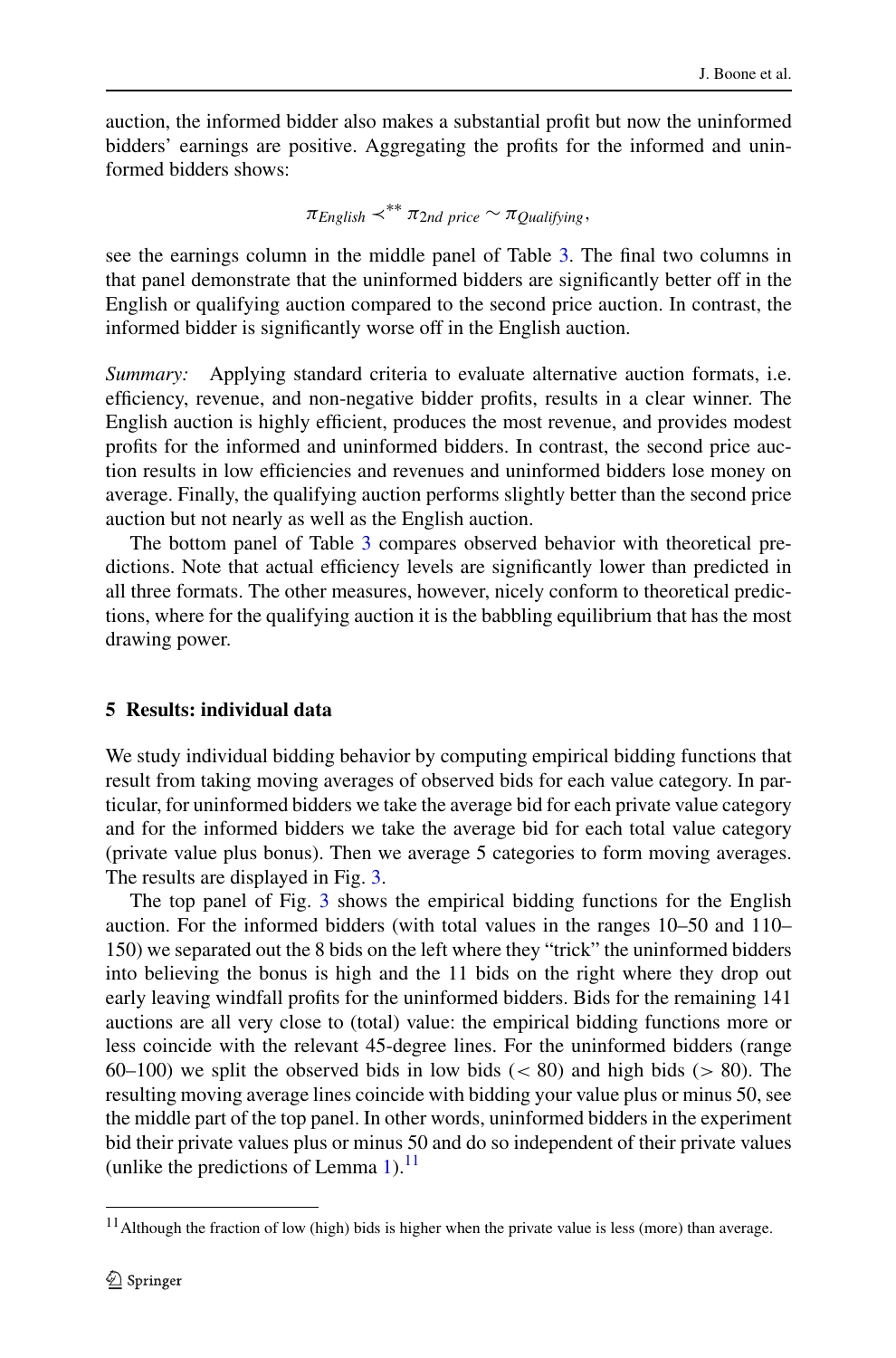auction, the informed bidder also makes a substantial profit but now the uninformed bidders' earnings are positive. Aggregating the profits for the informed and uninformed bidders shows:

$$\pi_{English} \prec^{**} \pi_{2nd\ price} \sim \pi_{Qualifying},$$

see the earnings column in the middle panel of Table 3. The final two columns in that panel demonstrate that the uninformed bidders are significantly better off in the English or qualifying auction compared to the second price auction. In contrast, the informed bidder is significantly worse off in the English auction.

*Summary:* Applying standard criteria to evaluate alternative auction formats, i.e. efficiency, revenue, and non-negative bidder profits, results in a clear winner. The English auction is highly efficient, produces the most revenue, and provides modest profits for the informed and uninformed bidders. In contrast, the second price auction results in low efficiencies and revenues and uninformed bidders lose money on average. Finally, the qualifying auction performs slightly better than the second price auction but not nearly as well as the English auction.

The bottom panel of Table 3 compares observed behavior with theoretical predictions. Note that actual efficiency levels are significantly lower than predicted in all three formats. The other measures, however, nicely conform to theoretical predictions, where for the qualifying auction it is the babbling equilibrium that has the most drawing power.

## 5 Results: individual data

We study individual bidding behavior by computing empirical bidding functions that result from taking moving averages of observed bids for each value category. In particular, for uninformed bidders we take the average bid for each private value category and for the informed bidders we take the average bid for each total value category (private value plus bonus). Then we average 5 categories to form moving averages. The results are displayed in Fig. 3.

The top panel of Fig. 3 shows the empirical bidding functions for the English auction. For the informed bidders (with total values in the ranges 10–50 and 110–150) we separated out the 8 bids on the left where they "trick" the uninformed bidders into believing the bonus is high and the 11 bids on the right where they drop out early leaving windfall profits for the uninformed bidders. Bids for the remaining 141 auctions are all very close to (total) value: the empirical bidding functions more or less coincide with the relevant 45-degree lines. For the uninformed bidders (range 60–100) we split the observed bids in low bids ($< 80$) and high bids ($> 80$). The resulting moving average lines coincide with bidding your value plus or minus 50, see the middle part of the top panel. In other words, uninformed bidders in the experiment bid their private values plus or minus 50 and do so independent of their private values (unlike the predictions of Lemma 1).[11]

[11] Although the fraction of low (high) bids is higher when the private value is less (more) than average.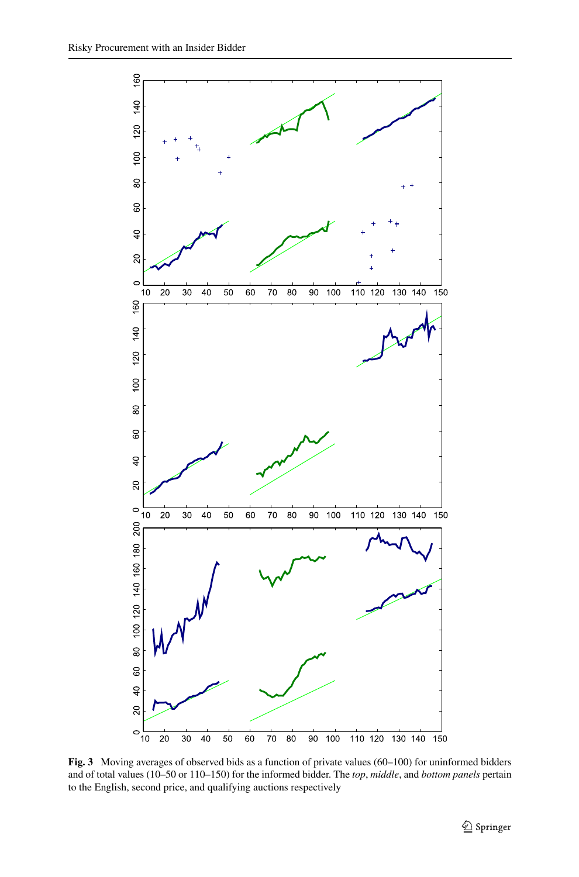**Fig. 3** Moving averages of observed bids as a function of private values (60–100) for uninformed bidders and of total values (10–50 or 110–150) for the informed bidder. The *top*, *middle*, and *bottom panels* pertain to the English, second price, and qualifying auctions respectively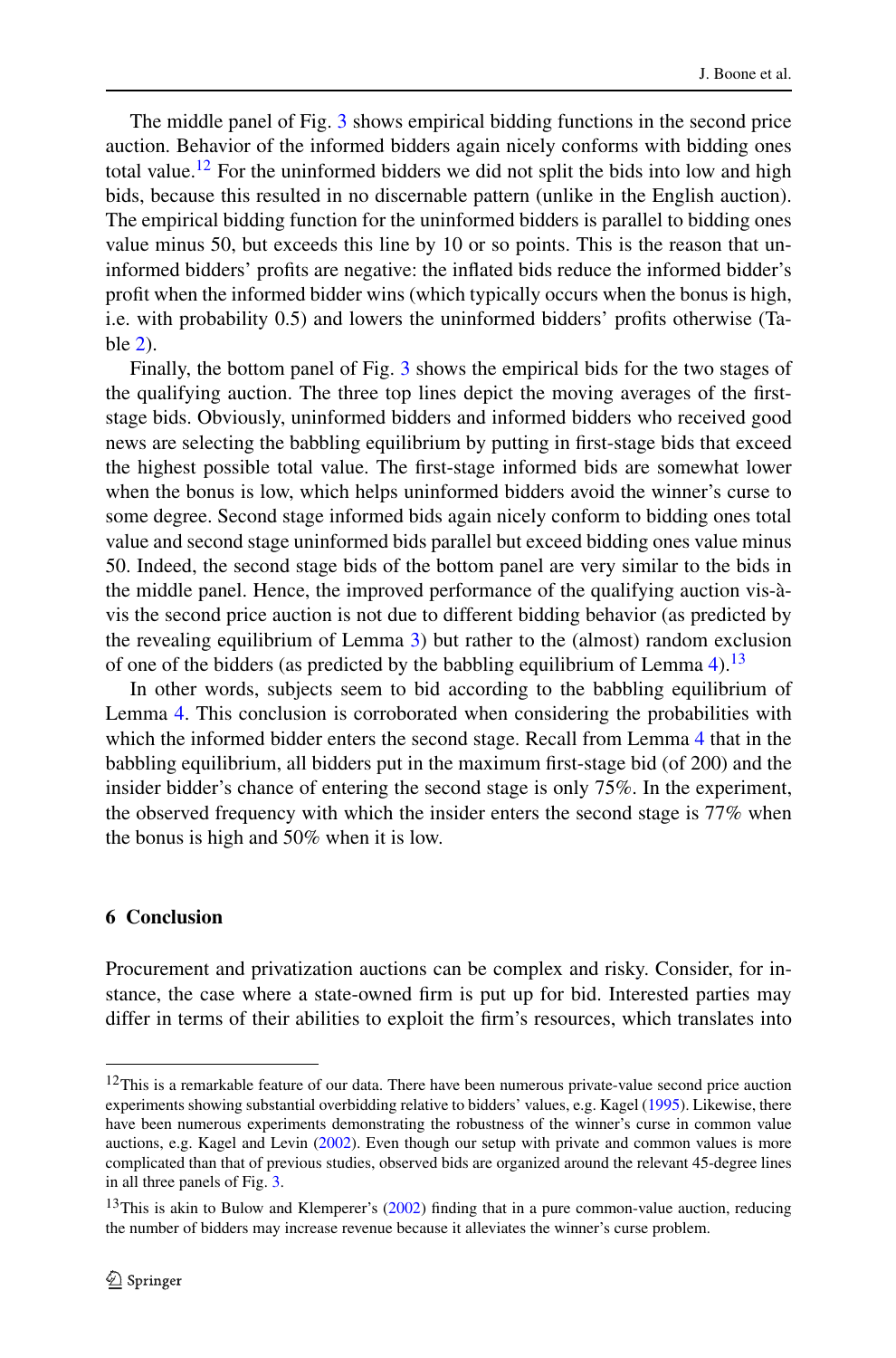The middle panel of Fig. 3 shows empirical bidding functions in the second price auction. Behavior of the informed bidders again nicely conforms with bidding ones total value.[12] For the uninformed bidders we did not split the bids into low and high bids, because this resulted in no discernable pattern (unlike in the English auction). The empirical bidding function for the uninformed bidders is parallel to bidding ones value minus 50, but exceeds this line by 10 or so points. This is the reason that uninformed bidders' profits are negative: the inflated bids reduce the informed bidder's profit when the informed bidder wins (which typically occurs when the bonus is high, i.e. with probability 0.5) and lowers the uninformed bidders' profits otherwise (Table 2).

Finally, the bottom panel of Fig. 3 shows the empirical bids for the two stages of the qualifying auction. The three top lines depict the moving averages of the first-stage bids. Obviously, uninformed bidders and informed bidders who received good news are selecting the babbling equilibrium by putting in first-stage bids that exceed the highest possible total value. The first-stage informed bids are somewhat lower when the bonus is low, which helps uninformed bidders avoid the winner's curse to some degree. Second stage informed bids again nicely conform to bidding ones total value and second stage uninformed bids parallel but exceed bidding ones value minus 50. Indeed, the second stage bids of the bottom panel are very similar to the bids in the middle panel. Hence, the improved performance of the qualifying auction vis-à-vis the second price auction is not due to different bidding behavior (as predicted by the revealing equilibrium of Lemma 3) but rather to the (almost) random exclusion of one of the bidders (as predicted by the babbling equilibrium of Lemma 4).[13]

In other words, subjects seem to bid according to the babbling equilibrium of Lemma 4. This conclusion is corroborated when considering the probabilities with which the informed bidder enters the second stage. Recall from Lemma 4 that in the babbling equilibrium, all bidders put in the maximum first-stage bid (of 200) and the insider bidder's chance of entering the second stage is only 75%. In the experiment, the observed frequency with which the insider enters the second stage is 77% when the bonus is high and 50% when it is low.

## 6 Conclusion

Procurement and privatization auctions can be complex and risky. Consider, for instance, the case where a state-owned firm is put up for bid. Interested parties may differ in terms of their abilities to exploit the firm's resources, which translates into

---

[12] This is a remarkable feature of our data. There have been numerous private-value second price auction experiments showing substantial overbidding relative to bidders' values, e.g. Kagel (1995). Likewise, there have been numerous experiments demonstrating the robustness of the winner's curse in common value auctions, e.g. Kagel and Levin (2002). Even though our setup with private and common values is more complicated than that of previous studies, observed bids are organized around the relevant 45-degree lines in all three panels of Fig. 3.

[13] This is akin to Bulow and Klemperer's (2002) finding that in a pure common-value auction, reducing the number of bidders may increase revenue because it alleviates the winner's curse problem.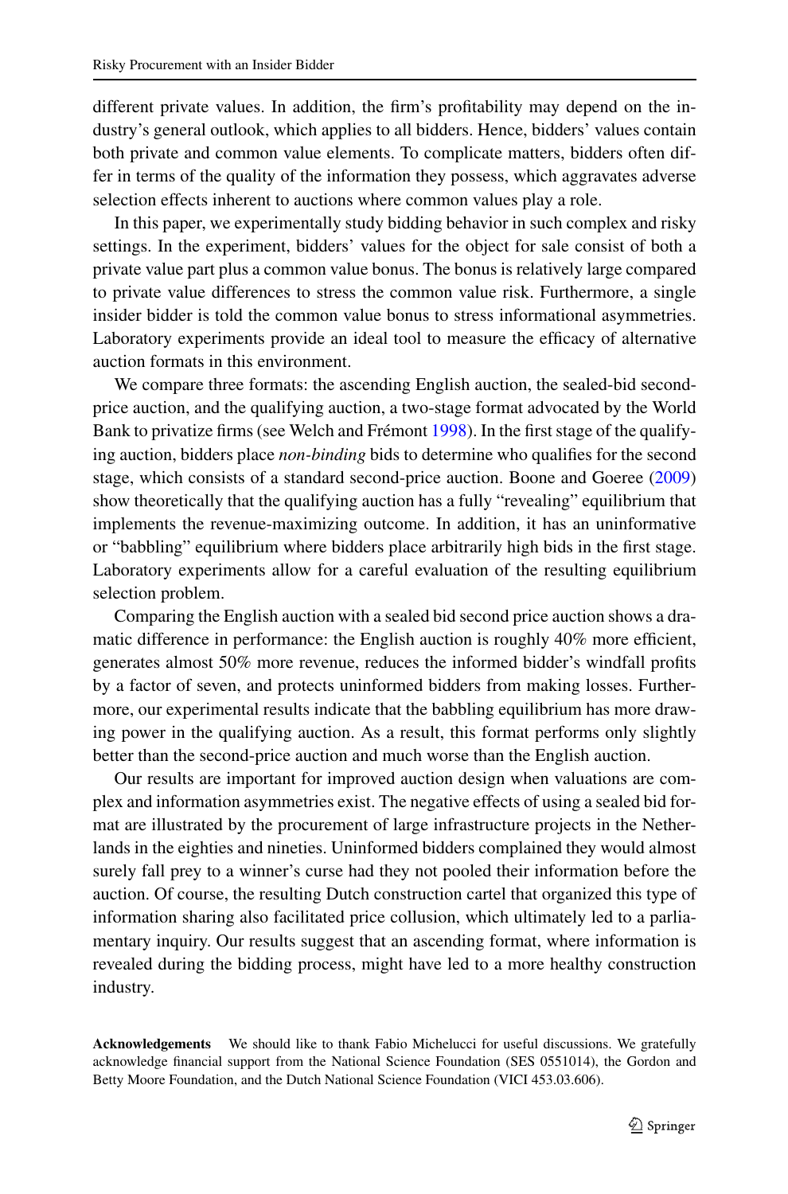different private values. In addition, the firm's profitability may depend on the industry's general outlook, which applies to all bidders. Hence, bidders' values contain both private and common value elements. To complicate matters, bidders often differ in terms of the quality of the information they possess, which aggravates adverse selection effects inherent to auctions where common values play a role.

In this paper, we experimentally study bidding behavior in such complex and risky settings. In the experiment, bidders' values for the object for sale consist of both a private value part plus a common value bonus. The bonus is relatively large compared to private value differences to stress the common value risk. Furthermore, a single insider bidder is told the common value bonus to stress informational asymmetries. Laboratory experiments provide an ideal tool to measure the efficacy of alternative auction formats in this environment.

We compare three formats: the ascending English auction, the sealed-bid second-price auction, and the qualifying auction, a two-stage format advocated by the World Bank to privatize firms (see Welch and Frémont 1998). In the first stage of the qualifying auction, bidders place *non-binding* bids to determine who qualifies for the second stage, which consists of a standard second-price auction. Boone and Goeree (2009) show theoretically that the qualifying auction has a fully "revealing" equilibrium that implements the revenue-maximizing outcome. In addition, it has an uninformative or "babbling" equilibrium where bidders place arbitrarily high bids in the first stage. Laboratory experiments allow for a careful evaluation of the resulting equilibrium selection problem.

Comparing the English auction with a sealed bid second price auction shows a dramatic difference in performance: the English auction is roughly 40% more efficient, generates almost 50% more revenue, reduces the informed bidder's windfall profits by a factor of seven, and protects uninformed bidders from making losses. Furthermore, our experimental results indicate that the babbling equilibrium has more drawing power in the qualifying auction. As a result, this format performs only slightly better than the second-price auction and much worse than the English auction.

Our results are important for improved auction design when valuations are complex and information asymmetries exist. The negative effects of using a sealed bid format are illustrated by the procurement of large infrastructure projects in the Netherlands in the eighties and nineties. Uninformed bidders complained they would almost surely fall prey to a winner's curse had they not pooled their information before the auction. Of course, the resulting Dutch construction cartel that organized this type of information sharing also facilitated price collusion, which ultimately led to a parliamentary inquiry. Our results suggest that an ascending format, where information is revealed during the bidding process, might have led to a more healthy construction industry.

**Acknowledgements** We should like to thank Fabio Michelucci for useful discussions. We gratefully acknowledge financial support from the National Science Foundation (SES 0551014), the Gordon and Betty Moore Foundation, and the Dutch National Science Foundation (VICI 453.03.606).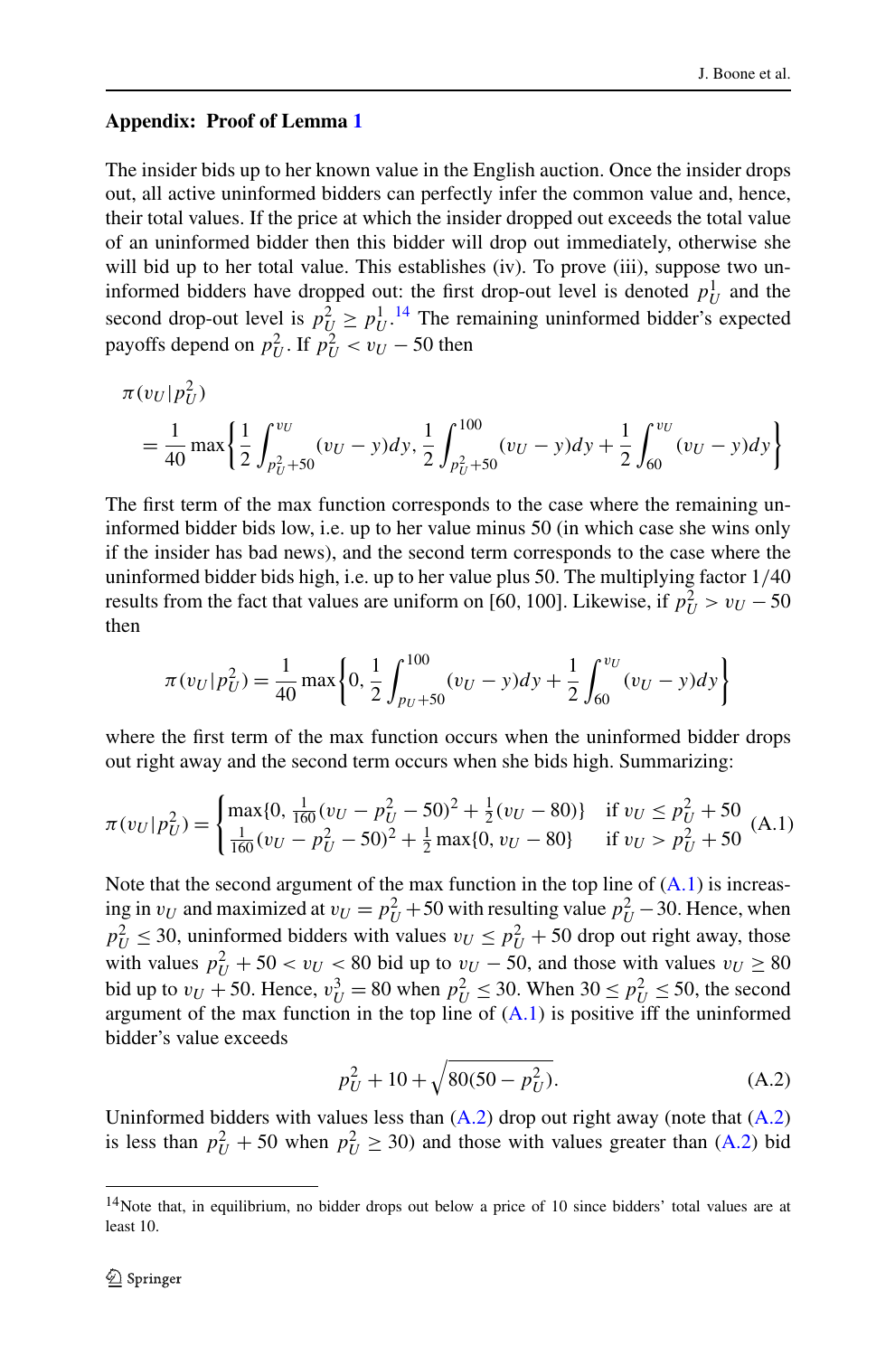## Appendix: Proof of Lemma 1

The insider bids up to her known value in the English auction. Once the insider drops out, all active uninformed bidders can perfectly infer the common value and, hence, their total values. If the price at which the insider dropped out exceeds the total value of an uninformed bidder then this bidder will drop out immediately, otherwise she will bid up to her total value. This establishes (iv). To prove (iii), suppose two uninformed bidders have dropped out: the first drop-out level is denoted $p_U^1$ and the second drop-out level is $p_U^2 \geq p_U^1$.[14] The remaining uninformed bidder's expected payoffs depend on $p_U^2$. If $p_U^2 < v_U - 50$ then

$$\pi(v_U|p_U^2) = \frac{1}{40}\max\left\{\frac{1}{2}\int_{p_U^2+50}^{v_U}(v_U - y)dy,\ \frac{1}{2}\int_{p_U^2+50}^{100}(v_U - y)dy + \frac{1}{2}\int_{60}^{v_U}(v_U - y)dy\right\}$$

The first term of the max function corresponds to the case where the remaining uninformed bidder bids low, i.e. up to her value minus 50 (in which case she wins only if the insider has bad news), and the second term corresponds to the case where the uninformed bidder bids high, i.e. up to her value plus 50. The multiplying factor $1/40$ results from the fact that values are uniform on [60, 100]. Likewise, if $p_U^2 > v_U - 50$ then

$$\pi(v_U|p_U^2) = \frac{1}{40}\max\left\{0,\ \frac{1}{2}\int_{p_U+50}^{100}(v_U - y)dy + \frac{1}{2}\int_{60}^{v_U}(v_U - y)dy\right\}$$

where the first term of the max function occurs when the uninformed bidder drops out right away and the second term occurs when she bids high. Summarizing:

$$\pi(v_U|p_U^2) = \begin{cases} \max\{0,\ \frac{1}{160}(v_U - p_U^2 - 50)^2 + \frac{1}{2}(v_U - 80)\} & \text{if } v_U \leq p_U^2 + 50 \\ \frac{1}{160}(v_U - p_U^2 - 50)^2 + \frac{1}{2}\max\{0,\ v_U - 80\} & \text{if } v_U > p_U^2 + 50 \end{cases} \tag{A.1}$$

Note that the second argument of the max function in the top line of (A.1) is increasing in $v_U$ and maximized at $v_U = p_U^2 + 50$ with resulting value $p_U^2 - 30$. Hence, when $p_U^2 \leq 30$, uninformed bidders with values $v_U \leq p_U^2 + 50$ drop out right away, those with values $p_U^2 + 50 < v_U < 80$ bid up to $v_U - 50$, and those with values $v_U \geq 80$ bid up to $v_U + 50$. Hence, $v_U^3 = 80$ when $p_U^2 \leq 30$. When $30 \leq p_U^2 \leq 50$, the second argument of the max function in the top line of (A.1) is positive iff the uninformed bidder's value exceeds

$$p_U^2 + 10 + \sqrt{80(50 - p_U^2)}. \tag{A.2}$$

Uninformed bidders with values less than (A.2) drop out right away (note that (A.2) is less than $p_U^2 + 50$ when $p_U^2 \geq 30$) and those with values greater than (A.2) bid

[14] Note that, in equilibrium, no bidder drops out below a price of 10 since bidders' total values are at least 10.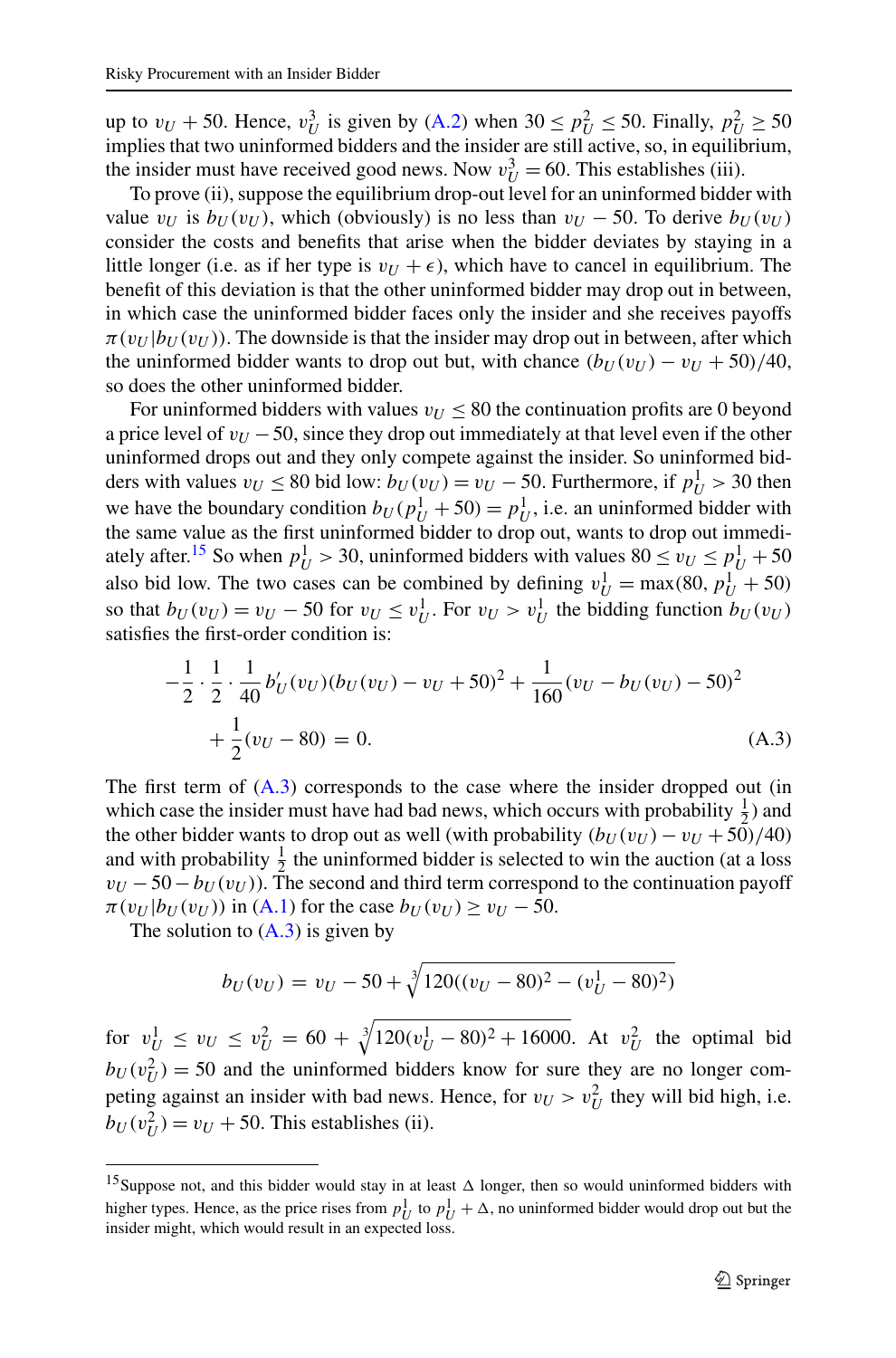up to $v_U + 50$. Hence, $v_U^3$ is given by (A.2) when $30 \leq p_U^2 \leq 50$. Finally, $p_U^2 \geq 50$ implies that two uninformed bidders and the insider are still active, so, in equilibrium, the insider must have received good news. Now $v_U^3 = 60$. This establishes (iii).

To prove (ii), suppose the equilibrium drop-out level for an uninformed bidder with value $v_U$ is $b_U(v_U)$, which (obviously) is no less than $v_U - 50$. To derive $b_U(v_U)$ consider the costs and benefits that arise when the bidder deviates by staying in a little longer (i.e. as if her type is $v_U + \epsilon$), which have to cancel in equilibrium. The benefit of this deviation is that the other uninformed bidder may drop out in between, in which case the uninformed bidder faces only the insider and she receives payoffs $\pi(v_U|b_U(v_U))$. The downside is that the insider may drop out in between, after which the uninformed bidder wants to drop out but, with chance $(b_U(v_U) - v_U + 50)/40$, so does the other uninformed bidder.

For uninformed bidders with values $v_U \leq 80$ the continuation profits are 0 beyond a price level of $v_U - 50$, since they drop out immediately at that level even if the other uninformed drops out and they only compete against the insider. So uninformed bidders with values $v_U \leq 80$ bid low: $b_U(v_U) = v_U - 50$. Furthermore, if $p_U^1 > 30$ then we have the boundary condition $b_U(p_U^1 + 50) = p_U^1$, i.e. an uninformed bidder with the same value as the first uninformed bidder to drop out, wants to drop out immediately after.[15] So when $p_U^1 > 30$, uninformed bidders with values $80 \leq v_U \leq p_U^1 + 50$ also bid low. The two cases can be combined by defining $v_U^1 = \max(80, p_U^1 + 50)$ so that $b_U(v_U) = v_U - 50$ for $v_U \leq v_U^1$. For $v_U > v_U^1$ the bidding function $b_U(v_U)$ satisfies the first-order condition is:

$$
-\frac{1}{2} \cdot \frac{1}{2} \cdot \frac{1}{40} b_U'(v_U)(b_U(v_U) - v_U + 50)^2 + \frac{1}{160}(v_U - b_U(v_U) - 50)^2 + \frac{1}{2}(v_U - 80) = 0. \tag{A.3}
$$

The first term of (A.3) corresponds to the case where the insider dropped out (in which case the insider must have had bad news, which occurs with probability $\frac{1}{2}$) and the other bidder wants to drop out as well (with probability $(b_U(v_U) - v_U + 50)/40$) and with probability $\frac{1}{2}$ the uninformed bidder is selected to win the auction (at a loss $v_U - 50 - b_U(v_U)$). The second and third term correspond to the continuation payoff $\pi(v_U|b_U(v_U))$ in (A.1) for the case $b_U(v_U) \geq v_U - 50$.

The solution to (A.3) is given by

$$
b_U(v_U) = v_U - 50 + \sqrt[3]{120((v_U - 80)^2 - (v_U^1 - 80)^2)}
$$

for $v_U^1 \leq v_U \leq v_U^2 = 60 + \sqrt[3]{120(v_U^1 - 80)^2 + 16000}$. At $v_U^2$ the optimal bid $b_U(v_U^2) = 50$ and the uninformed bidders know for sure they are no longer competing against an insider with bad news. Hence, for $v_U > v_U^2$ they will bid high, i.e. $b_U(v_U^2) = v_U + 50$. This establishes (ii).

---

[15] Suppose not, and this bidder would stay in at least $\Delta$ longer, then so would uninformed bidders with higher types. Hence, as the price rises from $p_U^1$ to $p_U^1 + \Delta$, no uninformed bidder would drop out but the insider might, which would result in an expected loss.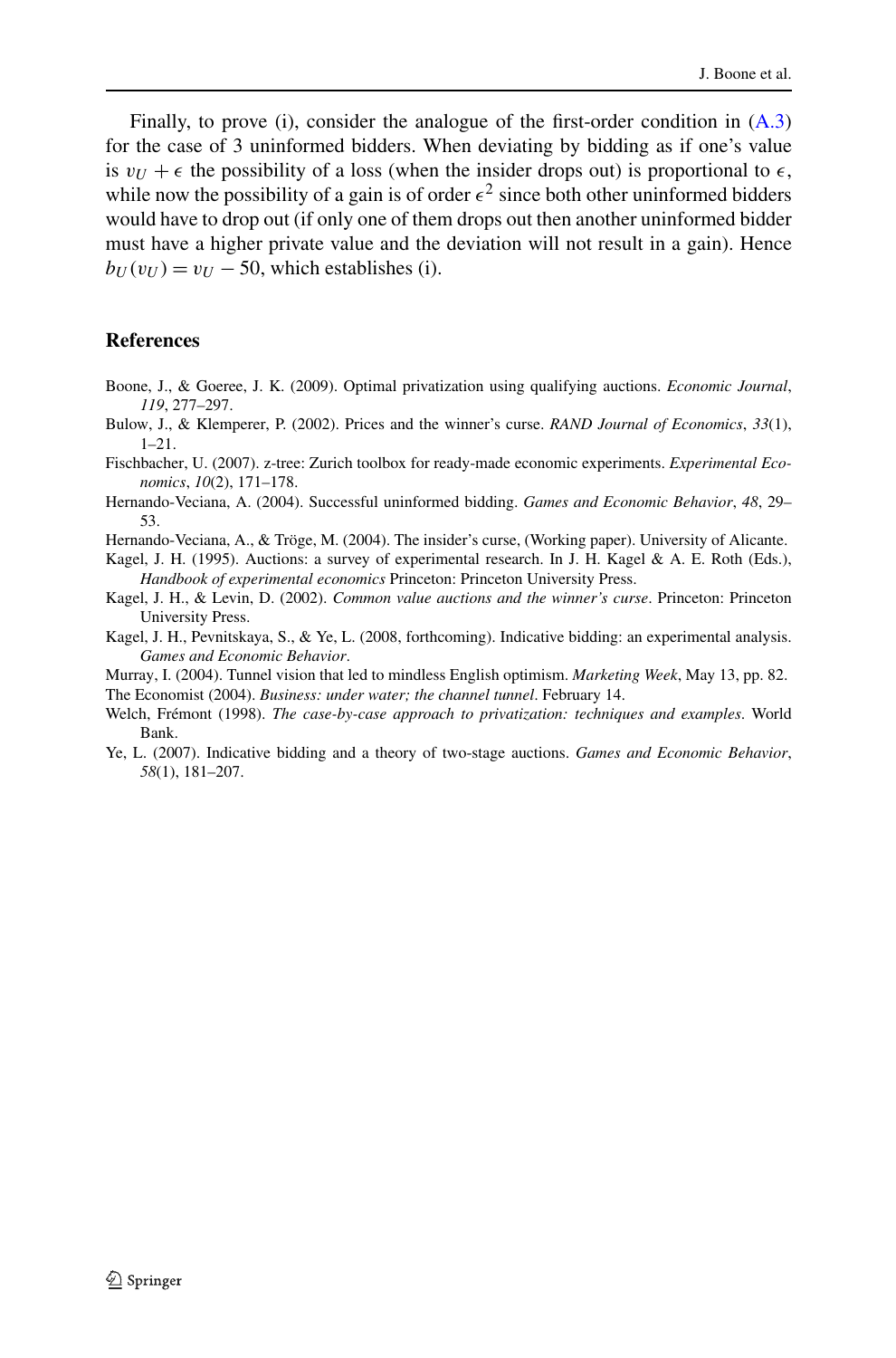Finally, to prove (i), consider the analogue of the first-order condition in (A.3) for the case of 3 uninformed bidders. When deviating by bidding as if one's value is $v_U + \epsilon$ the possibility of a loss (when the insider drops out) is proportional to $\epsilon$, while now the possibility of a gain is of order $\epsilon^2$ since both other uninformed bidders would have to drop out (if only one of them drops out then another uninformed bidder must have a higher private value and the deviation will not result in a gain). Hence $b_U(v_U) = v_U - 50$, which establishes (i).

## References

Boone, J., & Goeree, J. K. (2009). Optimal privatization using qualifying auctions. *Economic Journal*, *119*, 277–297.

Bulow, J., & Klemperer, P. (2002). Prices and the winner's curse. *RAND Journal of Economics*, *33*(1), 1–21.

Fischbacher, U. (2007). z-tree: Zurich toolbox for ready-made economic experiments. *Experimental Economics*, *10*(2), 171–178.

Hernando-Veciana, A. (2004). Successful uninformed bidding. *Games and Economic Behavior*, *48*, 29–53.

Hernando-Veciana, A., & Tröge, M. (2004). The insider's curse, (Working paper). University of Alicante.

Kagel, J. H. (1995). Auctions: a survey of experimental research. In J. H. Kagel & A. E. Roth (Eds.), *Handbook of experimental economics* Princeton: Princeton University Press.

Kagel, J. H., & Levin, D. (2002). *Common value auctions and the winner's curse*. Princeton: Princeton University Press.

Kagel, J. H., Pevnitskaya, S., & Ye, L. (2008, forthcoming). Indicative bidding: an experimental analysis. *Games and Economic Behavior*.

Murray, I. (2004). Tunnel vision that led to mindless English optimism. *Marketing Week*, May 13, pp. 82.

The Economist (2004). *Business: under water; the channel tunnel*. February 14.

Welch, Frémont (1998). *The case-by-case approach to privatization: techniques and examples*. World Bank.

Ye, L. (2007). Indicative bidding and a theory of two-stage auctions. *Games and Economic Behavior*, *58*(1), 181–207.